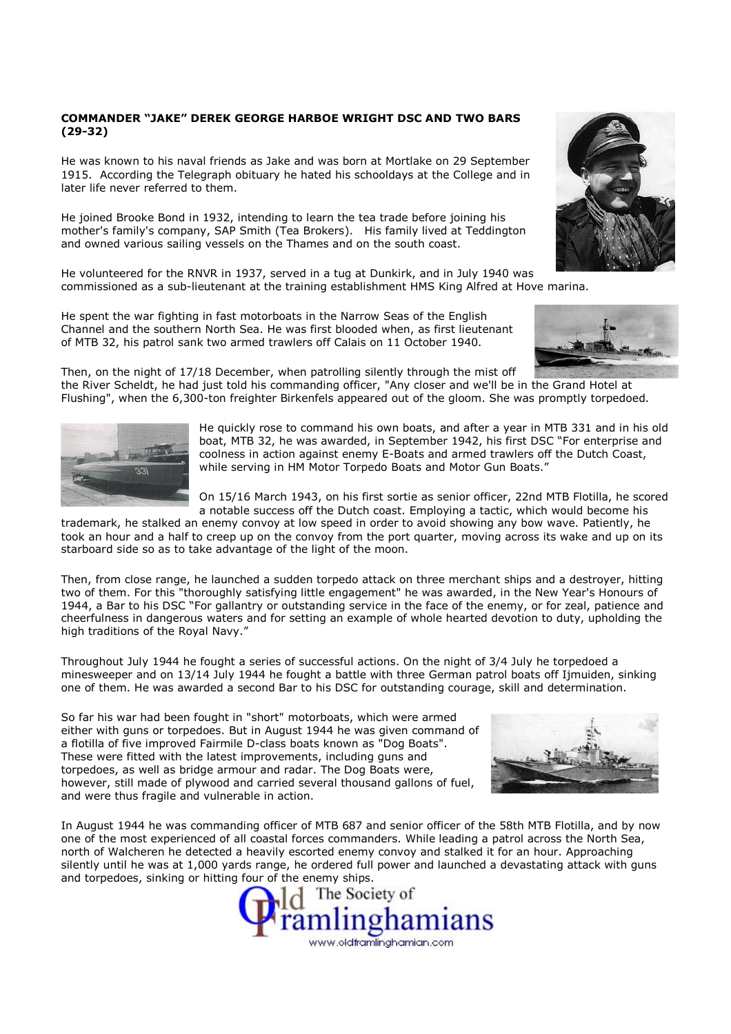**COMMANDER "JAKE" DEREK GEORGE HARBOE WRIGHT DSC AND TWO BARS (29-32)**

He was known to his naval friends as Jake and was born at Mortlake on 29 September 1915. According the Telegraph obituary he hated his schooldays at the College and in later life never referred to them.

He joined Brooke Bond in 1932, intending to learn the tea trade before joining his mother's family's company, SAP Smith (Tea Brokers). His family lived at Teddington and owned various sailing vessels on the Thames and on the south coast.

He volunteered for the RNVR in 1937, served in a tug at Dunkirk, and in July 1940 was commissioned as a sub-lieutenant at the training establishment HMS King Alfred at Hove marina.

He spent the war fighting in fast motorboats in the Narrow Seas of the English Channel and the southern North Sea. He was first blooded when, as first lieutenant of MTB 32, his patrol sank two armed trawlers off Calais on 11 October 1940.

Then, on the night of 17/18 December, when patrolling silently through the mist off the River Scheldt, he had just told his commanding officer, "Any closer and we'll be in the Grand Hotel at Flushing", when the 6,300-ton freighter Birkenfels appeared out of the gloom. She was promptly torpedoed.

He quickly rose to command his own boats, and after a year in MTB 331 and in his old boat, MTB 32, he was awarded, in September 1942, his first DSC "For enterprise and coolness in action against enemy E-Boats and armed trawlers off the Dutch Coast, while serving in HM Motor Torpedo Boats and Motor Gun Boats."

On 15/16 March 1943, on his first sortie as senior officer, 22nd MTB Flotilla, he scored a notable success off the Dutch coast. Employing a tactic, which would become his trademark, he stalked an enemy convoy at low speed in order to avoid showing any bow wave. Patiently, he took an hour and a half to creep up on the convoy from the port quarter, moving across its wake and up on its starboard side so as to take advantage of the light of the moon.

Then, from close range, he launched a sudden torpedo attack on three merchant ships and a destroyer, hitting two of them. For this "thoroughly satisfying little engagement" he was awarded, in the New Year's Honours of 1944, a Bar to his DSC "For gallantry or outstanding service in the face of the enemy, or for zeal, patience and cheerfulness in dangerous waters and for setting an example of whole hearted devotion to duty, upholding the high traditions of the Royal Navy."

Throughout July 1944 he fought a series of successful actions. On the night of 3/4 July he torpedoed a minesweeper and on 13/14 July 1944 he fought a battle with three German patrol boats off Ijmuiden, sinking one of them. He was awarded a second Bar to his DSC for outstanding courage, skill and determination.

So far his war had been fought in "short" motorboats, which were armed either with guns or torpedoes. But in August 1944 he was given command of a flotilla of five improved Fairmile D-class boats known as "Dog Boats". These were fitted with the latest improvements, including guns and torpedoes, as well as bridge armour and radar. The Dog Boats were, however, still made of plywood and carried several thousand gallons of fuel, and were thus fragile and vulnerable in action.

In August 1944 he was commanding officer of MTB 687 and senior officer of the 58th MTB Flotilla, and by now one of the most experienced of all coastal forces commanders. While leading a patrol across the North Sea, north of Walcheren he detected a heavily escorted enemy convoy and stalked it for an hour. Approaching silently until he was at 1,000 yards range, he ordered full power and launched a devastating attack with guns and torpedoes, sinking or hitting four of the enemy ships.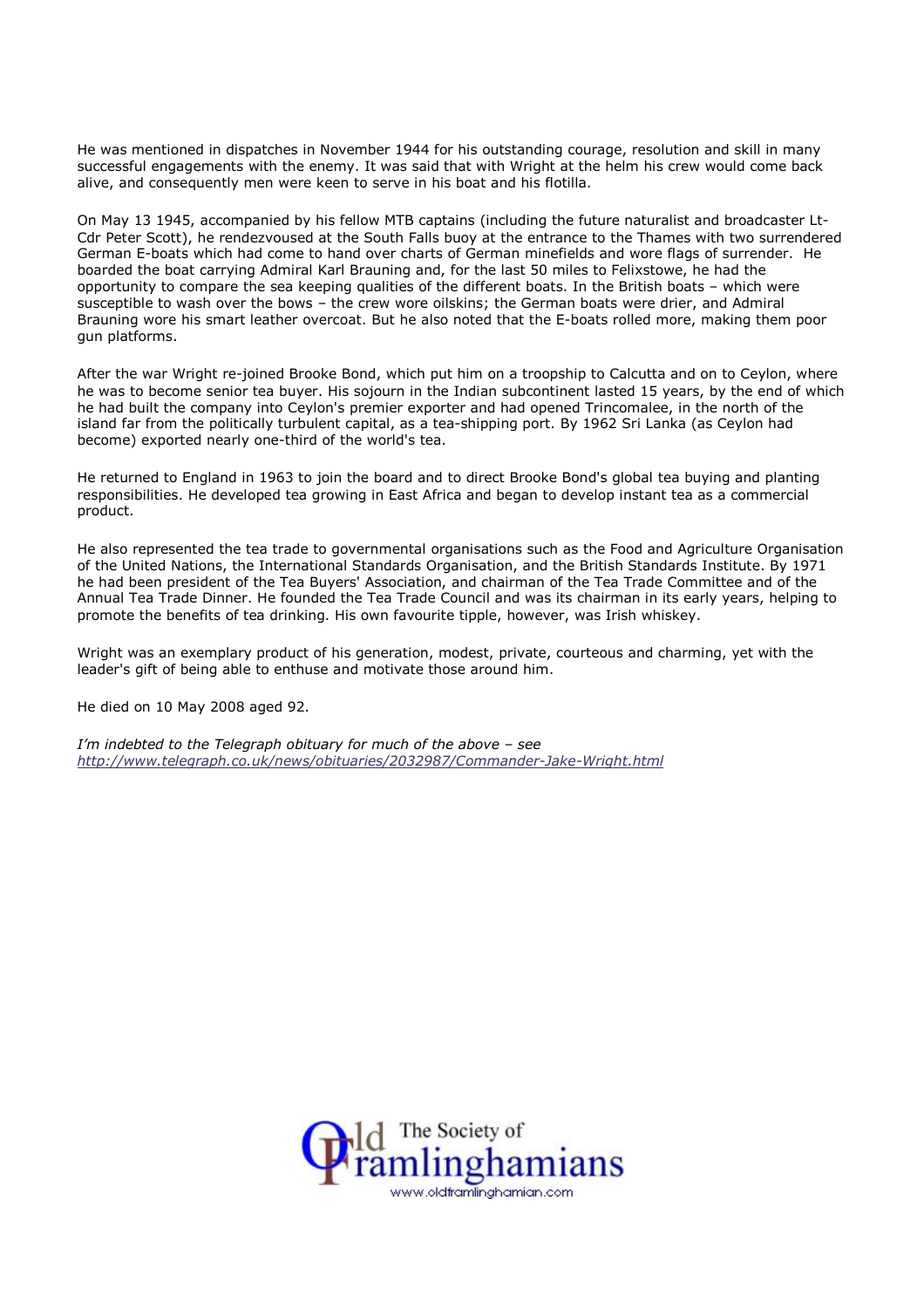He was mentioned in dispatches in November 1944 for his outstanding courage, resolution and skill in many successful engagements with the enemy. It was said that with Wright at the helm his crew would come back alive, and consequently men were keen to serve in his boat and his flotilla.

On May 13 1945, accompanied by his fellow MTB captains (including the future naturalist and broadcaster Lt-Cdr Peter Scott), he rendezvoused at the South Falls buoy at the entrance to the Thames with two surrendered German E-boats which had come to hand over charts of German minefields and wore flags of surrender. He boarded the boat carrying Admiral Karl Brauning and, for the last 50 miles to Felixstowe, he had the opportunity to compare the sea keeping qualities of the different boats. In the British boats – which were susceptible to wash over the bows – the crew wore oilskins; the German boats were drier, and Admiral Brauning wore his smart leather overcoat. But he also noted that the E-boats rolled more, making them poor gun platforms.

After the war Wright re-joined Brooke Bond, which put him on a troopship to Calcutta and on to Ceylon, where he was to become senior tea buyer. His sojourn in the Indian subcontinent lasted 15 years, by the end of which he had built the company into Ceylon's premier exporter and had opened Trincomalee, in the north of the island far from the politically turbulent capital, as a tea-shipping port. By 1962 Sri Lanka (as Ceylon had become) exported nearly one-third of the world's tea.

He returned to England in 1963 to join the board and to direct Brooke Bond's global tea buying and planting responsibilities. He developed tea growing in East Africa and began to develop instant tea as a commercial product.

He also represented the tea trade to governmental organisations such as the Food and Agriculture Organisation of the United Nations, the International Standards Organisation, and the British Standards Institute. By 1971 he had been president of the Tea Buyers' Association, and chairman of the Tea Trade Committee and of the Annual Tea Trade Dinner. He founded the Tea Trade Council and was its chairman in its early years, helping to promote the benefits of tea drinking. His own favourite tipple, however, was Irish whiskey.

Wright was an exemplary product of his generation, modest, private, courteous and charming, yet with the leader's gift of being able to enthuse and motivate those around him.

He died on 10 May 2008 aged 92.

*I'm indebted to the Telegraph obituary for much of the above – see [http://www.telegraph.co.uk/news/obituaries/2032987/Commander-Jake-Wright.html](http://www.telegraph.co.uk/news/obituaries/2032987/Commander-Jake-Wright.html)*

Old Framlinghamians – The Society of Old Framlinghamians
www.oldframlinghamian.com